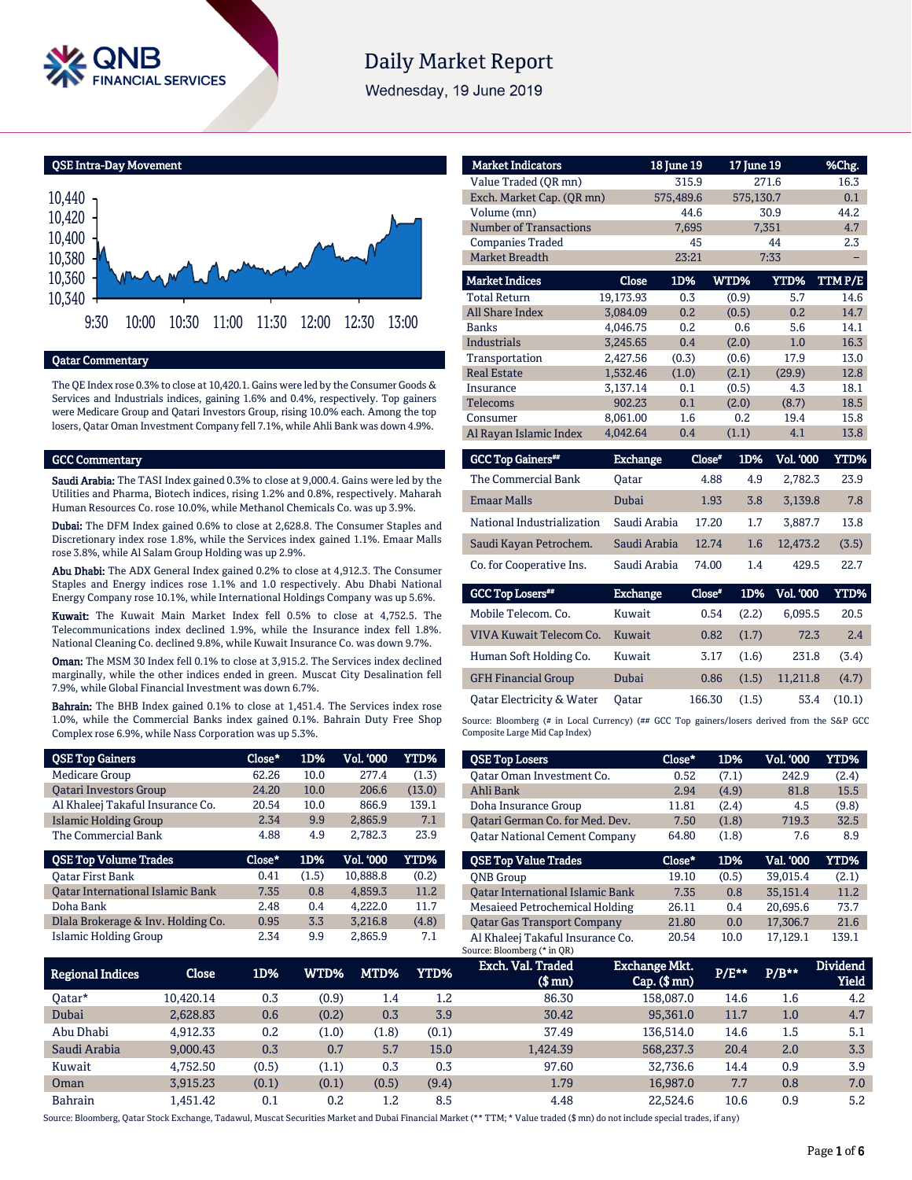# Daily Market Report

Wednesday, 19 June 2019

## QSE Intra-Day Movement

## Qatar Commentary

The QE Index rose 0.3% to close at 10,420.1. Gains were led by the Consumer Goods & Services and Industrials indices, gaining 1.6% and 0.4%, respectively. Top gainers were Medicare Group and Qatari Investors Group, rising 10.0% each. Among the top losers, Qatar Oman Investment Company fell 7.1%, while Ahli Bank was down 4.9%.

## GCC Commentary

**Saudi Arabia:** The TASI Index gained 0.3% to close at 9,000.4. Gains were led by the Utilities and Pharma, Biotech indices, rising 1.2% and 0.8%, respectively. Maharah Human Resources Co. rose 10.0%, while Methanol Chemicals Co. was up 3.9%.

**Dubai:** The DFM Index gained 0.6% to close at 2,628.8. The Consumer Staples and Discretionary index rose 1.8%, while the Services index gained 1.1%. Emaar Malls rose 3.8%, while Al Salam Group Holding was up 2.9%.

**Abu Dhabi:** The ADX General Index gained 0.2% to close at 4,912.3. The Consumer Staples and Energy indices rose 1.1% and 1.0 respectively. Abu Dhabi National Energy Company rose 10.1%, while International Holdings Company was up 5.6%.

**Kuwait:** The Kuwait Main Market Index fell 0.5% to close at 4,752.5. The Telecommunications index declined 1.9%, while the Insurance index fell 1.8%. National Cleaning Co. declined 9.8%, while Kuwait Insurance Co. was down 9.7%.

**Oman:** The MSM 30 Index fell 0.1% to close at 3,915.2. The Services index declined marginally, while the other indices ended in green. Muscat City Desalination fell 7.9%, while Global Financial Investment was down 6.7%.

**Bahrain:** The BHB Index gained 0.1% to close at 1,451.4. The Services index rose 1.0%, while the Commercial Banks index gained 0.1%. Bahrain Duty Free Shop Complex rose 6.9%, while Nass Corporation was up 5.3%.

| Market Indicators | 18 June 19 | 17 June 19 | %Chg. |
|---|---|---|---|
| Value Traded (QR mn) | 315.9 | 271.6 | 16.3 |
| Exch. Market Cap. (QR mn) | 575,489.6 | 575,130.7 | 0.1 |
| Volume (mn) | 44.6 | 30.9 | 44.2 |
| Number of Transactions | 7,695 | 7,351 | 4.7 |
| Companies Traded | 45 | 44 | 2.3 |
| Market Breadth | 23:21 | 7:33 | – |

| Market Indices | Close | 1D% | WTD% | YTD% | TTM P/E |
|---|---|---|---|---|---|
| Total Return | 19,173.93 | 0.3 | (0.9) | 5.7 | 14.6 |
| All Share Index | 3,084.09 | 0.2 | (0.5) | 0.2 | 14.7 |
| Banks | 4,046.75 | 0.2 | 0.6 | 5.6 | 14.1 |
| Industrials | 3,245.65 | 0.4 | (2.0) | 1.0 | 16.3 |
| Transportation | 2,427.56 | (0.3) | (0.6) | 17.9 | 13.0 |
| Real Estate | 1,532.46 | (1.0) | (2.1) | (29.9) | 12.8 |
| Insurance | 3,137.14 | 0.1 | (0.5) | 4.3 | 18.1 |
| Telecoms | 902.23 | 0.1 | (2.0) | (8.7) | 18.5 |
| Consumer | 8,061.00 | 1.6 | 0.2 | 19.4 | 15.8 |
| Al Rayan Islamic Index | 4,042.64 | 0.4 | (1.1) | 4.1 | 13.8 |

| GCC Top Gainers## | Exchange | Close# | 1D% | Vol. '000 | YTD% |
|---|---|---|---|---|---|
| The Commercial Bank | Qatar | 4.88 | 4.9 | 2,782.3 | 23.9 |
| Emaar Malls | Dubai | 1.93 | 3.8 | 3,139.8 | 7.8 |
| National Industrialization | Saudi Arabia | 17.20 | 1.7 | 3,887.7 | 13.8 |
| Saudi Kayan Petrochem. | Saudi Arabia | 12.74 | 1.6 | 12,473.2 | (3.5) |
| Co. for Cooperative Ins. | Saudi Arabia | 74.00 | 1.4 | 429.5 | 22.7 |

| GCC Top Losers## | Exchange | Close# | 1D% | Vol. '000 | YTD% |
|---|---|---|---|---|---|
| Mobile Telecom. Co. | Kuwait | 0.54 | (2.2) | 6,095.5 | 20.5 |
| VIVA Kuwait Telecom Co. | Kuwait | 0.82 | (1.7) | 72.3 | 2.4 |
| Human Soft Holding Co. | Kuwait | 3.17 | (1.6) | 231.8 | (3.4) |
| GFH Financial Group | Dubai | 0.86 | (1.5) | 11,211.8 | (4.7) |
| Qatar Electricity & Water | Qatar | 166.30 | (1.5) | 53.4 | (10.1) |

Source: Bloomberg (# in Local Currency) (## GCC Top gainers/losers derived from the S&P GCC Composite Large Mid Cap Index)

| QSE Top Gainers | Close* | 1D% | Vol. '000 | YTD% |
|---|---|---|---|---|
| Medicare Group | 62.26 | 10.0 | 277.4 | (1.3) |
| Qatari Investors Group | 24.20 | 10.0 | 206.6 | (13.0) |
| Al Khaleej Takaful Insurance Co. | 20.54 | 10.0 | 866.9 | 139.1 |
| Islamic Holding Group | 2.34 | 9.9 | 2,865.9 | 7.1 |
| The Commercial Bank | 4.88 | 4.9 | 2,782.3 | 23.9 |

| QSE Top Volume Trades | Close* | 1D% | Vol. '000 | YTD% |
|---|---|---|---|---|
| Qatar First Bank | 0.41 | (1.5) | 10,888.8 | (0.2) |
| Qatar International Islamic Bank | 7.35 | 0.8 | 4,859.3 | 11.2 |
| Doha Bank | 2.48 | 0.4 | 4,222.0 | 11.7 |
| Dlala Brokerage & Inv. Holding Co. | 0.95 | 3.3 | 3,216.8 | (4.8) |
| Islamic Holding Group | 2.34 | 9.9 | 2,865.9 | 7.1 |

| QSE Top Losers | Close* | 1D% | Vol. '000 | YTD% |
|---|---|---|---|---|
| Qatar Oman Investment Co. | 0.52 | (7.1) | 242.9 | (2.4) |
| Ahli Bank | 2.94 | (4.9) | 81.8 | 15.5 |
| Doha Insurance Group | 11.81 | (2.4) | 4.5 | (9.8) |
| Qatari German Co. for Med. Dev. | 7.50 | (1.8) | 719.3 | 32.5 |
| Qatar National Cement Company | 64.80 | (1.8) | 7.6 | 8.9 |

| QSE Top Value Trades | Close* | 1D% | Val. '000 | YTD% |
|---|---|---|---|---|
| QNB Group | 19.10 | (0.5) | 39,015.4 | (2.1) |
| Qatar International Islamic Bank | 7.35 | 0.8 | 35,151.4 | 11.2 |
| Mesaieed Petrochemical Holding | 26.11 | 0.4 | 20,695.6 | 73.7 |
| Qatar Gas Transport Company | 21.80 | 0.0 | 17,306.7 | 21.6 |
| Al Khaleej Takaful Insurance Co. | 20.54 | 10.0 | 17,129.1 | 139.1 |

Source: Bloomberg (* in QR)

| Regional Indices | Close | 1D% | WTD% | MTD% | YTD% | Exch. Val. Traded ($ mn) | Exchange Mkt. Cap. ($ mn) | P/E** | P/B** | Dividend Yield |
|---|---|---|---|---|---|---|---|---|---|---|
| Qatar* | 10,420.14 | 0.3 | (0.9) | 1.4 | 1.2 | 86.30 | 158,087.0 | 14.6 | 1.6 | 4.2 |
| Dubai | 2,628.83 | 0.6 | (0.2) | 0.3 | 3.9 | 30.42 | 95,361.0 | 11.7 | 1.0 | 4.7 |
| Abu Dhabi | 4,912.33 | 0.2 | (1.0) | (1.8) | (0.1) | 37.49 | 136,514.0 | 14.6 | 1.5 | 5.1 |
| Saudi Arabia | 9,000.43 | 0.3 | 0.7 | 5.7 | 15.0 | 1,424.39 | 568,237.3 | 20.4 | 2.0 | 3.3 |
| Kuwait | 4,752.50 | (0.5) | (1.1) | 0.3 | 0.3 | 97.60 | 32,736.6 | 14.4 | 0.9 | 3.9 |
| Oman | 3,915.23 | (0.1) | (0.1) | (0.5) | (9.4) | 1.79 | 16,987.0 | 7.7 | 0.8 | 7.0 |
| Bahrain | 1,451.42 | 0.1 | 0.2 | 1.2 | 8.5 | 4.48 | 22,524.6 | 10.6 | 0.9 | 5.2 |

Source: Bloomberg, Qatar Stock Exchange, Tadawul, Muscat Securities Market and Dubai Financial Market (** TTM; * Value traded ($ mn) do not include special trades, if any)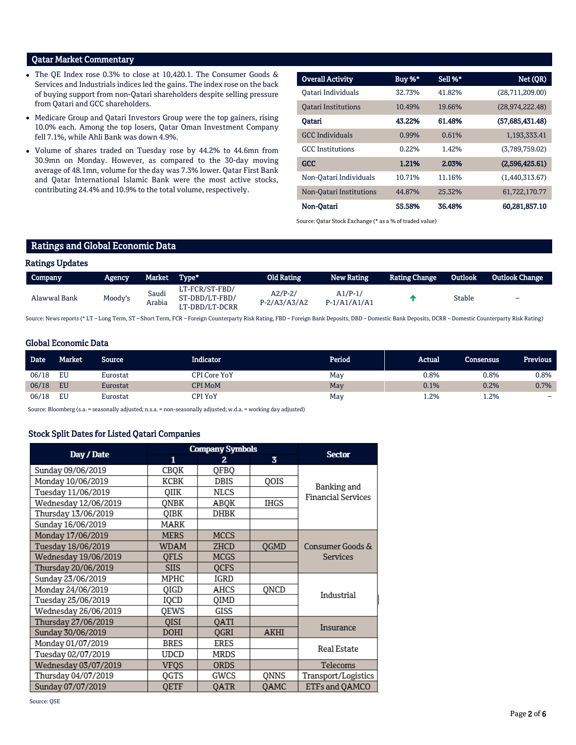## Qatar Market Commentary

- The QE Index rose 0.3% to close at 10,420.1. The Consumer Goods & Services and Industrials indices led the gains. The index rose on the back of buying support from non-Qatari shareholders despite selling pressure from Qatari and GCC shareholders.
- Medicare Group and Qatari Investors Group were the top gainers, rising 10.0% each. Among the top losers, Qatar Oman Investment Company fell 7.1%, while Ahli Bank was down 4.9%.
- Volume of shares traded on Tuesday rose by 44.2% to 44.6mn from 30.9mn on Monday. However, as compared to the 30-day moving average of 48.1mn, volume for the day was 7.3% lower. Qatar First Bank and Qatar International Islamic Bank were the most active stocks, contributing 24.4% and 10.9% to the total volume, respectively.

| Overall Activity | Buy %* | Sell %* | Net (QR) |
|---|---|---|---|
| Qatari Individuals | 32.73% | 41.82% | (28,711,209.00) |
| Qatari Institutions | 10.49% | 19.66% | (28,974,222.48) |
| **Qatari** | **43.22%** | **61.48%** | **(57,685,431.48)** |
| GCC Individuals | 0.99% | 0.61% | 1,193,333.41 |
| GCC Institutions | 0.22% | 1.42% | (3,789,759.02) |
| **GCC** | **1.21%** | **2.03%** | **(2,596,425.61)** |
| Non-Qatari Individuals | 10.71% | 11.16% | (1,440,313.67) |
| Non-Qatari Institutions | 44.87% | 25.32% | 61,722,170.77 |
| **Non-Qatari** | **55.58%** | **36.48%** | **60,281,857.10** |

Source: Qatar Stock Exchange (* as a % of traded value)

## Ratings and Global Economic Data

### Ratings Updates

| Company | Agency | Market | Type* | Old Rating | New Rating | Rating Change | Outlook | Outlook Change |
|---|---|---|---|---|---|---|---|---|
| Alawwal Bank | Moody's | Saudi Arabia | LT-FCR/ST-FBD/ ST-DBD/LT-FBD/ LT-DBD/LT-DCRR | A2/P-2/ P-2/A3/A3/A2 | A1/P-1/ P-1/A1/A1/A1 | ↑ | Stable | – |

Source: News reports (* LT – Long Term, ST – Short Term, FCR – Foreign Counterparty Risk Rating, FBD – Foreign Bank Deposits, DBD – Domestic Bank Deposits, DCRR – Domestic Counterparty Risk Rating)

### Global Economic Data

| Date | Market | Source | Indicator | Period | Actual | Consensus | Previous |
|---|---|---|---|---|---|---|---|
| 06/18 | EU | Eurostat | CPI Core YoY | May | 0.8% | 0.8% | 0.8% |
| 06/18 | EU | Eurostat | CPI MoM | May | 0.1% | 0.2% | 0.7% |
| 06/18 | EU | Eurostat | CPI YoY | May | 1.2% | 1.2% | – |

Source: Bloomberg (s.a. = seasonally adjusted; n.s.a. = non-seasonally adjusted; w.d.a. = working day adjusted)

### Stock Split Dates for Listed Qatari Companies

| Day / Date | Company Symbols | | | Sector |
|---|---|---|---|---|
| | 1 | 2 | 3 | |
| Sunday 09/06/2019 | CBQK | QFBQ | | Banking and Financial Services |
| Monday 10/06/2019 | KCBK | DBIS | QOIS | Banking and Financial Services |
| Tuesday 11/06/2019 | QIIK | NLCS | | Banking and Financial Services |
| Wednesday 12/06/2019 | QNBK | ABQK | IHGS | Banking and Financial Services |
| Thursday 13/06/2019 | QIBK | DHBK | | Banking and Financial Services |
| Sunday 16/06/2019 | MARK | | | Banking and Financial Services |
| Monday 17/06/2019 | MERS | MCCS | | Consumer Goods & Services |
| Tuesday 18/06/2019 | WDAM | ZHCD | QGMD | Consumer Goods & Services |
| Wednesday 19/06/2019 | QFLS | MCGS | | Consumer Goods & Services |
| Thursday 20/06/2019 | SIIS | QCFS | | Consumer Goods & Services |
| Sunday 23/06/2019 | MPHC | IGRD | | Industrial |
| Monday 24/06/2019 | QIGD | AHCS | QNCD | Industrial |
| Tuesday 25/06/2019 | IQCD | QIMD | | Industrial |
| Wednesday 26/06/2019 | QEWS | GISS | | Industrial |
| Thursday 27/06/2019 | QISI | QATI | | Insurance |
| Sunday 30/06/2019 | DOHI | QGRI | AKHI | Insurance |
| Monday 01/07/2019 | BRES | ERES | | Real Estate |
| Tuesday 02/07/2019 | UDCD | MRDS | | Real Estate |
| Wednesday 03/07/2019 | VFQS | ORDS | | Telecoms |
| Thursday 04/07/2019 | QGTS | GWCS | QNNS | Transport/Logistics |
| Sunday 07/07/2019 | QETF | QATR | QAMC | ETFs and QAMCO |

Source: QSE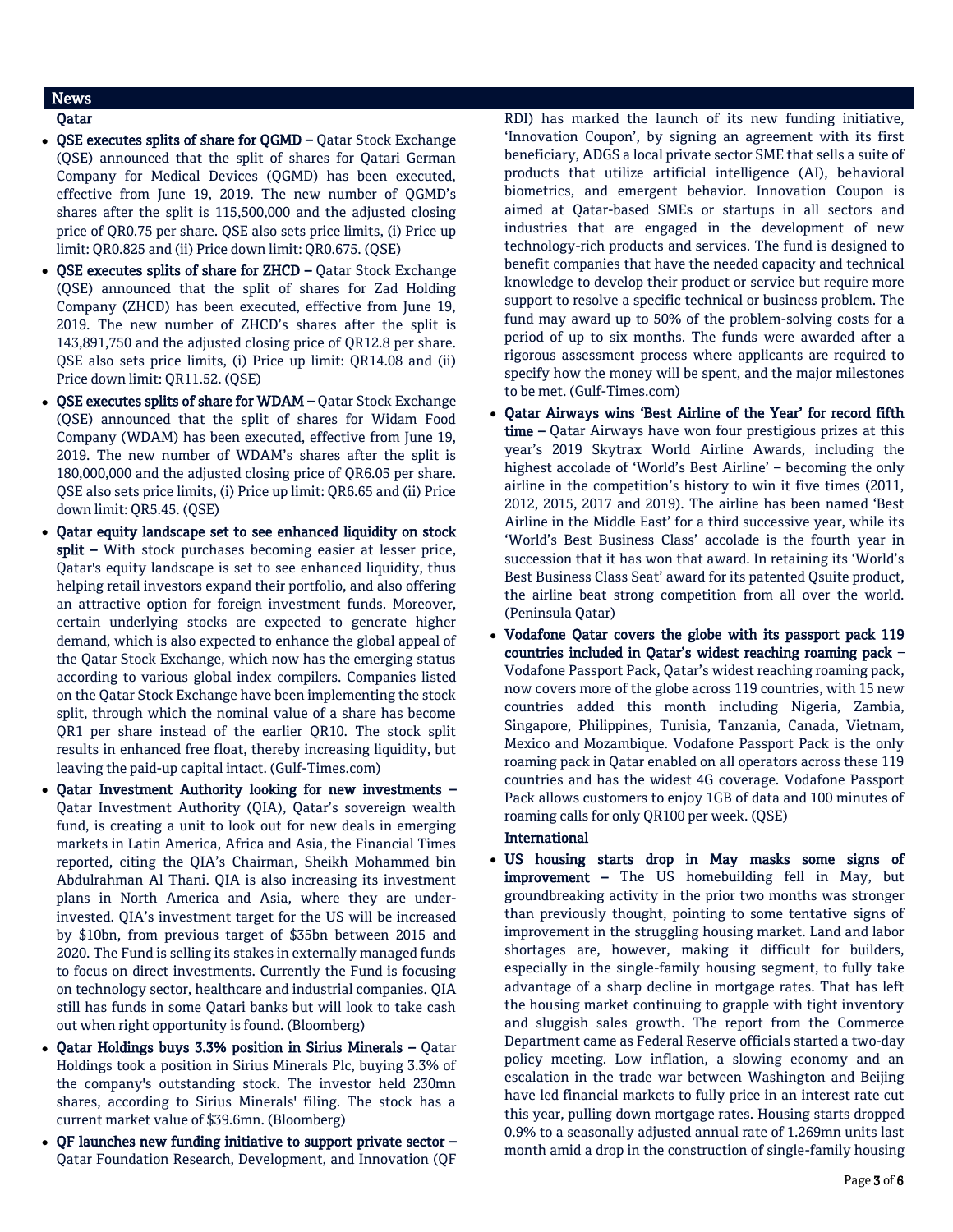## News

### Qatar

- **QSE executes splits of share for QGMD –** Qatar Stock Exchange (QSE) announced that the split of shares for Qatari German Company for Medical Devices (QGMD) has been executed, effective from June 19, 2019. The new number of QGMD's shares after the split is 115,500,000 and the adjusted closing price of QR0.75 per share. QSE also sets price limits, (i) Price up limit: QR0.825 and (ii) Price down limit: QR0.675. (QSE)
- **QSE executes splits of share for ZHCD –** Qatar Stock Exchange (QSE) announced that the split of shares for Zad Holding Company (ZHCD) has been executed, effective from June 19, 2019. The new number of ZHCD's shares after the split is 143,891,750 and the adjusted closing price of QR12.8 per share. QSE also sets price limits, (i) Price up limit: QR14.08 and (ii) Price down limit: QR11.52. (QSE)
- **QSE executes splits of share for WDAM –** Qatar Stock Exchange (QSE) announced that the split of shares for Widam Food Company (WDAM) has been executed, effective from June 19, 2019. The new number of WDAM's shares after the split is 180,000,000 and the adjusted closing price of QR6.05 per share. QSE also sets price limits, (i) Price up limit: QR6.65 and (ii) Price down limit: QR5.45. (QSE)
- **Qatar equity landscape set to see enhanced liquidity on stock split –** With stock purchases becoming easier at lesser price, Qatar's equity landscape is set to see enhanced liquidity, thus helping retail investors expand their portfolio, and also offering an attractive option for foreign investment funds. Moreover, certain underlying stocks are expected to generate higher demand, which is also expected to enhance the global appeal of the Qatar Stock Exchange, which now has the emerging status according to various global index compilers. Companies listed on the Qatar Stock Exchange have been implementing the stock split, through which the nominal value of a share has become QR1 per share instead of the earlier QR10. The stock split results in enhanced free float, thereby increasing liquidity, but leaving the paid-up capital intact. (Gulf-Times.com)
- **Qatar Investment Authority looking for new investments –** Qatar Investment Authority (QIA), Qatar's sovereign wealth fund, is creating a unit to look out for new deals in emerging markets in Latin America, Africa and Asia, the Financial Times reported, citing the QIA's Chairman, Sheikh Mohammed bin Abdulrahman Al Thani. QIA is also increasing its investment plans in North America and Asia, where they are under-invested. QIA's investment target for the US will be increased by $10bn, from previous target of $35bn between 2015 and 2020. The Fund is selling its stakes in externally managed funds to focus on direct investments. Currently the Fund is focusing on technology sector, healthcare and industrial companies. QIA still has funds in some Qatari banks but will look to take cash out when right opportunity is found. (Bloomberg)
- **Qatar Holdings buys 3.3% position in Sirius Minerals –** Qatar Holdings took a position in Sirius Minerals Plc, buying 3.3% of the company's outstanding stock. The investor held 230mn shares, according to Sirius Minerals' filing. The stock has a current market value of $39.6mn. (Bloomberg)
- **QF launches new funding initiative to support private sector –** Qatar Foundation Research, Development, and Innovation (QF RDI) has marked the launch of its new funding initiative, 'Innovation Coupon', by signing an agreement with its first beneficiary, ADGS a local private sector SME that sells a suite of products that utilize artificial intelligence (AI), behavioral biometrics, and emergent behavior. Innovation Coupon is aimed at Qatar-based SMEs or startups in all sectors and industries that are engaged in the development of new technology-rich products and services. The fund is designed to benefit companies that have the needed capacity and technical knowledge to develop their product or service but require more support to resolve a specific technical or business problem. The fund may award up to 50% of the problem-solving costs for a period of up to six months. The funds were awarded after a rigorous assessment process where applicants are required to specify how the money will be spent, and the major milestones to be met. (Gulf-Times.com)
- **Qatar Airways wins 'Best Airline of the Year' for record fifth time –** Qatar Airways have won four prestigious prizes at this year's 2019 Skytrax World Airline Awards, including the highest accolade of 'World's Best Airline' – becoming the only airline in the competition's history to win it five times (2011, 2012, 2015, 2017 and 2019). The airline has been named 'Best Airline in the Middle East' for a third successive year, while its 'World's Best Business Class' accolade is the fourth year in succession that it has won that award. In retaining its 'World's Best Business Class Seat' award for its patented Qsuite product, the airline beat strong competition from all over the world. (Peninsula Qatar)
- **Vodafone Qatar covers the globe with its passport pack 119 countries included in Qatar's widest reaching roaming pack –** Vodafone Passport Pack, Qatar's widest reaching roaming pack, now covers more of the globe across 119 countries, with 15 new countries added this month including Nigeria, Zambia, Singapore, Philippines, Tunisia, Tanzania, Canada, Vietnam, Mexico and Mozambique. Vodafone Passport Pack is the only roaming pack in Qatar enabled on all operators across these 119 countries and has the widest 4G coverage. Vodafone Passport Pack allows customers to enjoy 1GB of data and 100 minutes of roaming calls for only QR100 per week. (QSE)

### International

- **US housing starts drop in May masks some signs of improvement –** The US homebuilding fell in May, but groundbreaking activity in the prior two months was stronger than previously thought, pointing to some tentative signs of improvement in the struggling housing market. Land and labor shortages are, however, making it difficult for builders, especially in the single-family housing segment, to fully take advantage of a sharp decline in mortgage rates. That has left the housing market continuing to grapple with tight inventory and sluggish sales growth. The report from the Commerce Department came as Federal Reserve officials started a two-day policy meeting. Low inflation, a slowing economy and an escalation in the trade war between Washington and Beijing have led financial markets to fully price in an interest rate cut this year, pulling down mortgage rates. Housing starts dropped 0.9% to a seasonally adjusted annual rate of 1.269mn units last month amid a drop in the construction of single-family housing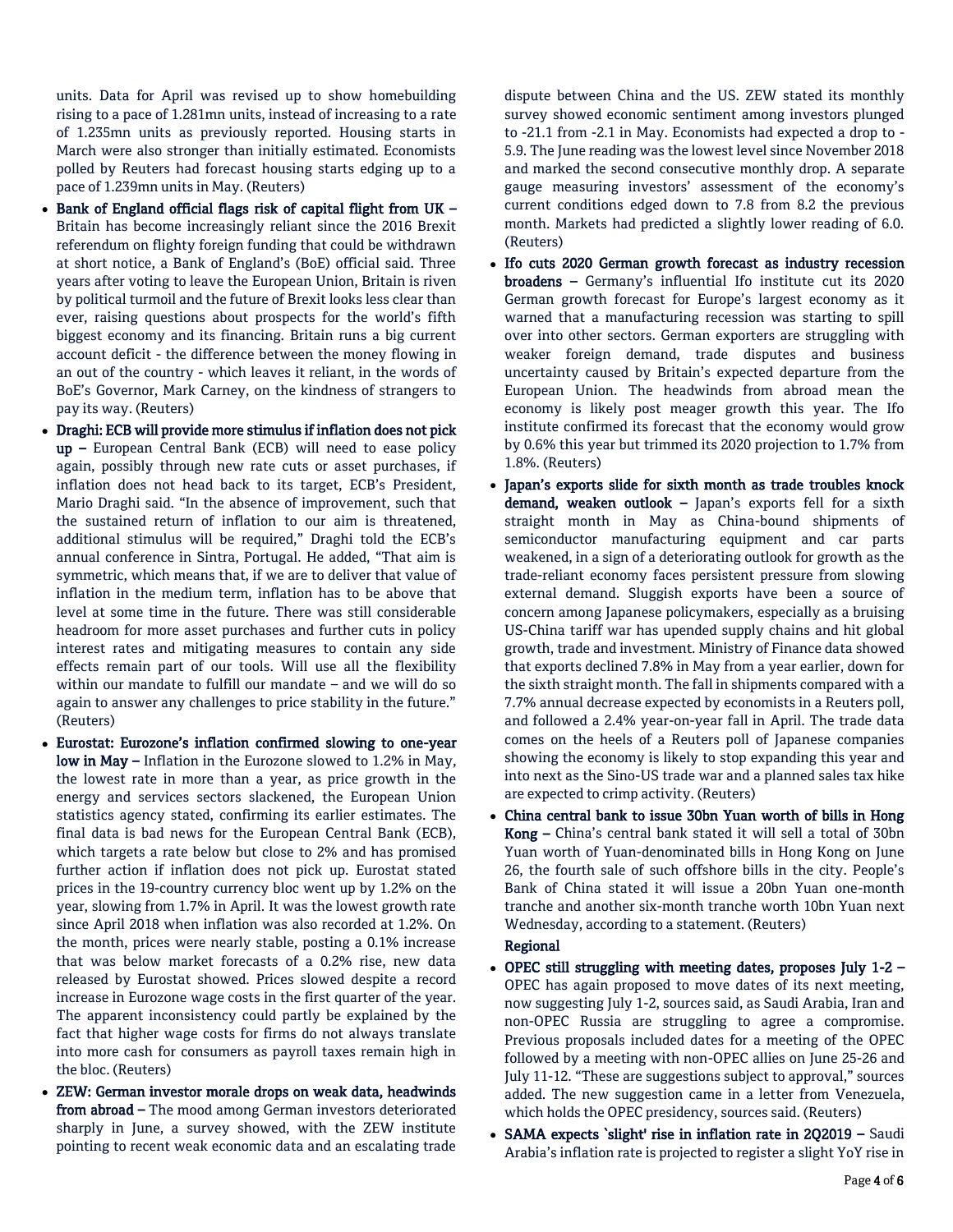units. Data for April was revised up to show homebuilding rising to a pace of 1.281mn units, instead of increasing to a rate of 1.235mn units as previously reported. Housing starts in March were also stronger than initially estimated. Economists polled by Reuters had forecast housing starts edging up to a pace of 1.239mn units in May. (Reuters)

- **Bank of England official flags risk of capital flight from UK –** Britain has become increasingly reliant since the 2016 Brexit referendum on flighty foreign funding that could be withdrawn at short notice, a Bank of England's (BoE) official said. Three years after voting to leave the European Union, Britain is riven by political turmoil and the future of Brexit looks less clear than ever, raising questions about prospects for the world's fifth biggest economy and its financing. Britain runs a big current account deficit - the difference between the money flowing in an out of the country - which leaves it reliant, in the words of BoE's Governor, Mark Carney, on the kindness of strangers to pay its way. (Reuters)
- **Draghi: ECB will provide more stimulus if inflation does not pick up –** European Central Bank (ECB) will need to ease policy again, possibly through new rate cuts or asset purchases, if inflation does not head back to its target, ECB's President, Mario Draghi said. "In the absence of improvement, such that the sustained return of inflation to our aim is threatened, additional stimulus will be required," Draghi told the ECB's annual conference in Sintra, Portugal. He added, "That aim is symmetric, which means that, if we are to deliver that value of inflation in the medium term, inflation has to be above that level at some time in the future. There was still considerable headroom for more asset purchases and further cuts in policy interest rates and mitigating measures to contain any side effects remain part of our tools. Will use all the flexibility within our mandate to fulfill our mandate – and we will do so again to answer any challenges to price stability in the future." (Reuters)
- **Eurostat: Eurozone's inflation confirmed slowing to one-year low in May –** Inflation in the Eurozone slowed to 1.2% in May, the lowest rate in more than a year, as price growth in the energy and services sectors slackened, the European Union statistics agency stated, confirming its earlier estimates. The final data is bad news for the European Central Bank (ECB), which targets a rate below but close to 2% and has promised further action if inflation does not pick up. Eurostat stated prices in the 19-country currency bloc went up by 1.2% on the year, slowing from 1.7% in April. It was the lowest growth rate since April 2018 when inflation was also recorded at 1.2%. On the month, prices were nearly stable, posting a 0.1% increase that was below market forecasts of a 0.2% rise, new data released by Eurostat showed. Prices slowed despite a record increase in Eurozone wage costs in the first quarter of the year. The apparent inconsistency could partly be explained by the fact that higher wage costs for firms do not always translate into more cash for consumers as payroll taxes remain high in the bloc. (Reuters)
- **ZEW: German investor morale drops on weak data, headwinds from abroad –** The mood among German investors deteriorated sharply in June, a survey showed, with the ZEW institute pointing to recent weak economic data and an escalating trade dispute between China and the US. ZEW stated its monthly survey showed economic sentiment among investors plunged to -21.1 from -2.1 in May. Economists had expected a drop to -5.9. The June reading was the lowest level since November 2018 and marked the second consecutive monthly drop. A separate gauge measuring investors' assessment of the economy's current conditions edged down to 7.8 from 8.2 the previous month. Markets had predicted a slightly lower reading of 6.0. (Reuters)
- **Ifo cuts 2020 German growth forecast as industry recession broadens –** Germany's influential Ifo institute cut its 2020 German growth forecast for Europe's largest economy as it warned that a manufacturing recession was starting to spill over into other sectors. German exporters are struggling with weaker foreign demand, trade disputes and business uncertainty caused by Britain's expected departure from the European Union. The headwinds from abroad mean the economy is likely post meager growth this year. The Ifo institute confirmed its forecast that the economy would grow by 0.6% this year but trimmed its 2020 projection to 1.7% from 1.8%. (Reuters)
- **Japan's exports slide for sixth month as trade troubles knock demand, weaken outlook –** Japan's exports fell for a sixth straight month in May as China-bound shipments of semiconductor manufacturing equipment and car parts weakened, in a sign of a deteriorating outlook for growth as the trade-reliant economy faces persistent pressure from slowing external demand. Sluggish exports have been a source of concern among Japanese policymakers, especially as a bruising US-China tariff war has upended supply chains and hit global growth, trade and investment. Ministry of Finance data showed that exports declined 7.8% in May from a year earlier, down for the sixth straight month. The fall in shipments compared with a 7.7% annual decrease expected by economists in a Reuters poll, and followed a 2.4% year-on-year fall in April. The trade data comes on the heels of a Reuters poll of Japanese companies showing the economy is likely to stop expanding this year and into next as the Sino-US trade war and a planned sales tax hike are expected to crimp activity. (Reuters)
- **China central bank to issue 30bn Yuan worth of bills in Hong Kong –** China's central bank stated it will sell a total of 30bn Yuan worth of Yuan-denominated bills in Hong Kong on June 26, the fourth sale of such offshore bills in the city. People's Bank of China stated it will issue a 20bn Yuan one-month tranche and another six-month tranche worth 10bn Yuan next Wednesday, according to a statement. (Reuters)

**Regional**

- **OPEC still struggling with meeting dates, proposes July 1-2 –** OPEC has again proposed to move dates of its next meeting, now suggesting July 1-2, sources said, as Saudi Arabia, Iran and non-OPEC Russia are struggling to agree a compromise. Previous proposals included dates for a meeting of the OPEC followed by a meeting with non-OPEC allies on June 25-26 and July 11-12. "These are suggestions subject to approval," sources added. The new suggestion came in a letter from Venezuela, which holds the OPEC presidency, sources said. (Reuters)
- **SAMA expects `slight' rise in inflation rate in 2Q2019 –** Saudi Arabia's inflation rate is projected to register a slight YoY rise in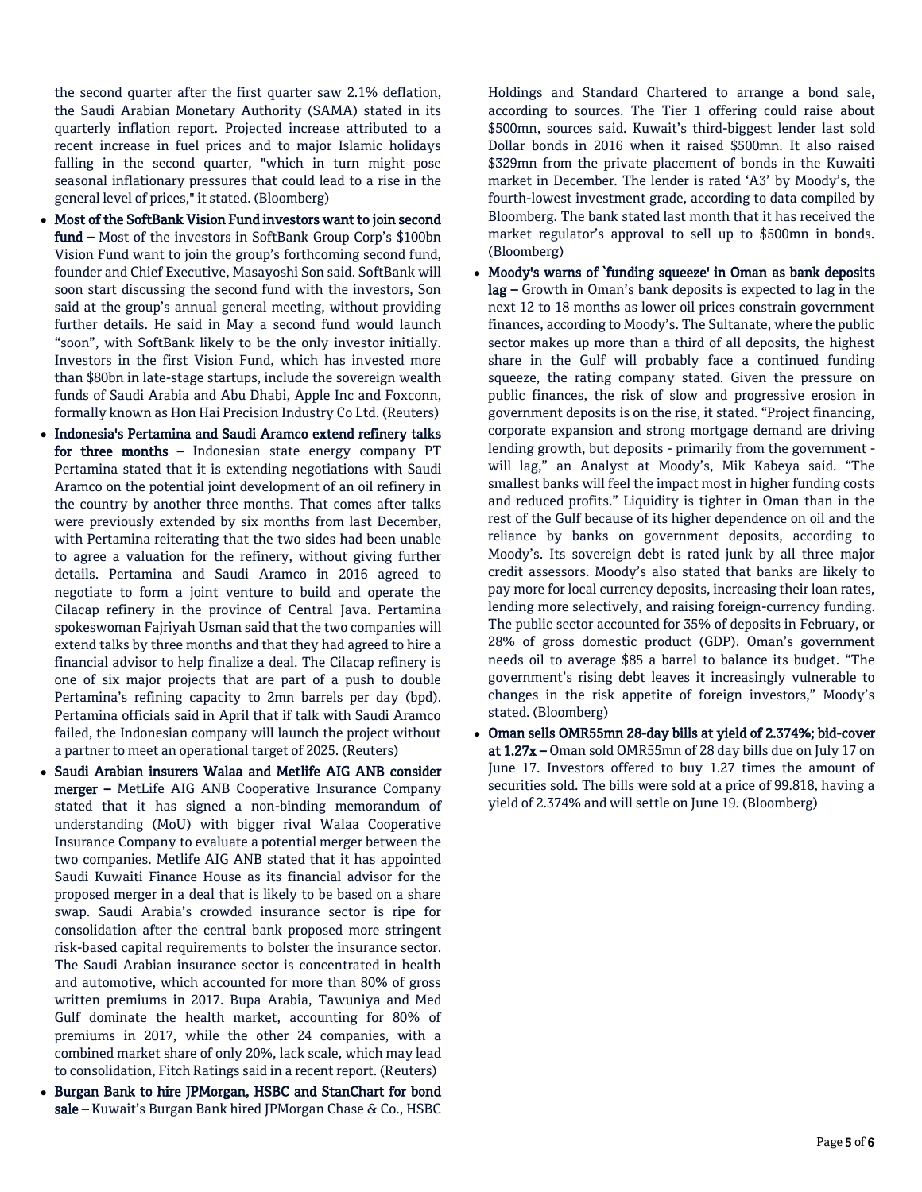the second quarter after the first quarter saw 2.1% deflation, the Saudi Arabian Monetary Authority (SAMA) stated in its quarterly inflation report. Projected increase attributed to a recent increase in fuel prices and to major Islamic holidays falling in the second quarter, "which in turn might pose seasonal inflationary pressures that could lead to a rise in the general level of prices," it stated. (Bloomberg)

- **Most of the SoftBank Vision Fund investors want to join second fund –** Most of the investors in SoftBank Group Corp's $100bn Vision Fund want to join the group's forthcoming second fund, founder and Chief Executive, Masayoshi Son said. SoftBank will soon start discussing the second fund with the investors, Son said at the group's annual general meeting, without providing further details. He said in May a second fund would launch "soon", with SoftBank likely to be the only investor initially. Investors in the first Vision Fund, which has invested more than $80bn in late-stage startups, include the sovereign wealth funds of Saudi Arabia and Abu Dhabi, Apple Inc and Foxconn, formally known as Hon Hai Precision Industry Co Ltd. (Reuters)
- **Indonesia's Pertamina and Saudi Aramco extend refinery talks for three months –** Indonesian state energy company PT Pertamina stated that it is extending negotiations with Saudi Aramco on the potential joint development of an oil refinery in the country by another three months. That comes after talks were previously extended by six months from last December, with Pertamina reiterating that the two sides had been unable to agree a valuation for the refinery, without giving further details. Pertamina and Saudi Aramco in 2016 agreed to negotiate to form a joint venture to build and operate the Cilacap refinery in the province of Central Java. Pertamina spokeswoman Fajriyah Usman said that the two companies will extend talks by three months and that they had agreed to hire a financial advisor to help finalize a deal. The Cilacap refinery is one of six major projects that are part of a push to double Pertamina's refining capacity to 2mn barrels per day (bpd). Pertamina officials said in April that if talk with Saudi Aramco failed, the Indonesian company will launch the project without a partner to meet an operational target of 2025. (Reuters)
- **Saudi Arabian insurers Walaa and Metlife AIG ANB consider merger –** MetLife AIG ANB Cooperative Insurance Company stated that it has signed a non-binding memorandum of understanding (MoU) with bigger rival Walaa Cooperative Insurance Company to evaluate a potential merger between the two companies. Metlife AIG ANB stated that it has appointed Saudi Kuwaiti Finance House as its financial advisor for the proposed merger in a deal that is likely to be based on a share swap. Saudi Arabia's crowded insurance sector is ripe for consolidation after the central bank proposed more stringent risk-based capital requirements to bolster the insurance sector. The Saudi Arabian insurance sector is concentrated in health and automotive, which accounted for more than 80% of gross written premiums in 2017. Bupa Arabia, Tawuniya and Med Gulf dominate the health market, accounting for 80% of premiums in 2017, while the other 24 companies, with a combined market share of only 20%, lack scale, which may lead to consolidation, Fitch Ratings said in a recent report. (Reuters)
- **Burgan Bank to hire JPMorgan, HSBC and StanChart for bond sale –** Kuwait's Burgan Bank hired JPMorgan Chase & Co., HSBC Holdings and Standard Chartered to arrange a bond sale, according to sources. The Tier 1 offering could raise about $500mn, sources said. Kuwait's third-biggest lender last sold Dollar bonds in 2016 when it raised $500mn. It also raised $329mn from the private placement of bonds in the Kuwaiti market in December. The lender is rated 'A3' by Moody's, the fourth-lowest investment grade, according to data compiled by Bloomberg. The bank stated last month that it has received the market regulator's approval to sell up to $500mn in bonds. (Bloomberg)
- **Moody's warns of `funding squeeze' in Oman as bank deposits lag –** Growth in Oman's bank deposits is expected to lag in the next 12 to 18 months as lower oil prices constrain government finances, according to Moody's. The Sultanate, where the public sector makes up more than a third of all deposits, the highest share in the Gulf will probably face a continued funding squeeze, the rating company stated. Given the pressure on public finances, the risk of slow and progressive erosion in government deposits is on the rise, it stated. "Project financing, corporate expansion and strong mortgage demand are driving lending growth, but deposits - primarily from the government - will lag," an Analyst at Moody's, Mik Kabeya said. "The smallest banks will feel the impact most in higher funding costs and reduced profits." Liquidity is tighter in Oman than in the rest of the Gulf because of its higher dependence on oil and the reliance by banks on government deposits, according to Moody's. Its sovereign debt is rated junk by all three major credit assessors. Moody's also stated that banks are likely to pay more for local currency deposits, increasing their loan rates, lending more selectively, and raising foreign-currency funding. The public sector accounted for 35% of deposits in February, or 28% of gross domestic product (GDP). Oman's government needs oil to average $85 a barrel to balance its budget. "The government's rising debt leaves it increasingly vulnerable to changes in the risk appetite of foreign investors," Moody's stated. (Bloomberg)
- **Oman sells OMR55mn 28-day bills at yield of 2.374%; bid-cover at 1.27x –** Oman sold OMR55mn of 28 day bills due on July 17 on June 17. Investors offered to buy 1.27 times the amount of securities sold. The bills were sold at a price of 99.818, having a yield of 2.374% and will settle on June 19. (Bloomberg)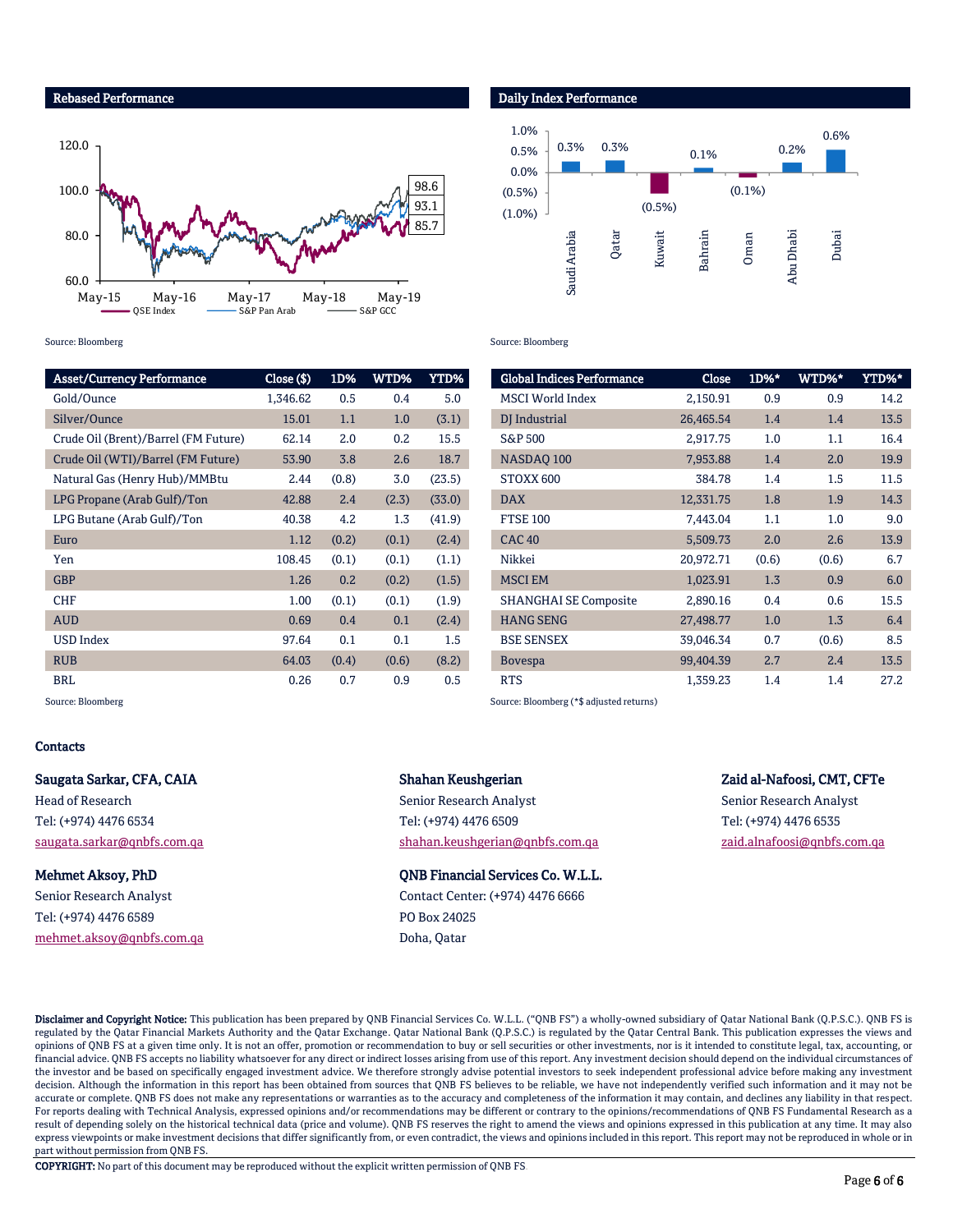## Rebased Performance

120.0
100.0
80.0
60.0
May-15
May-16
May-17
May-18
May-19
98.6
93.1
85.7
QSE Index
S&P Pan Arab
S&P GCC

Source: Bloomberg

## Daily Index Performance

1.0%
0.5%
0.0%
(0.5%)
(1.0%)
0.3%
0.3%
(0.5%)
0.1%
(0.1%)
0.2%
0.6%
Saudi Arabia
Qatar
Kuwait
Bahrain
Oman
Abu Dhabi
Dubai

Source: Bloomberg

| Asset/Currency Performance | Close ($) | 1D% | WTD% | YTD% |
|---|---|---|---|---|
| Gold/Ounce | 1,346.62 | 0.5 | 0.4 | 5.0 |
| Silver/Ounce | 15.01 | 1.1 | 1.0 | (3.1) |
| Crude Oil (Brent)/Barrel (FM Future) | 62.14 | 2.0 | 0.2 | 15.5 |
| Crude Oil (WTI)/Barrel (FM Future) | 53.90 | 3.8 | 2.6 | 18.7 |
| Natural Gas (Henry Hub)/MMBtu | 2.44 | (0.8) | 3.0 | (23.5) |
| LPG Propane (Arab Gulf)/Ton | 42.88 | 2.4 | (2.3) | (33.0) |
| LPG Butane (Arab Gulf)/Ton | 40.38 | 4.2 | 1.3 | (41.9) |
| Euro | 1.12 | (0.2) | (0.1) | (2.4) |
| Yen | 108.45 | (0.1) | (0.1) | (1.1) |
| GBP | 1.26 | 0.2 | (0.2) | (1.5) |
| CHF | 1.00 | (0.1) | (0.1) | (1.9) |
| AUD | 0.69 | 0.4 | 0.1 | (2.4) |
| USD Index | 97.64 | 0.1 | 0.1 | 1.5 |
| RUB | 64.03 | (0.4) | (0.6) | (8.2) |
| BRL | 0.26 | 0.7 | 0.9 | 0.5 |

Source: Bloomberg

| Global Indices Performance | Close | 1D%* | WTD%* | YTD%* |
|---|---|---|---|---|
| MSCI World Index | 2,150.91 | 0.9 | 0.9 | 14.2 |
| DJ Industrial | 26,465.54 | 1.4 | 1.4 | 13.5 |
| S&P 500 | 2,917.75 | 1.0 | 1.1 | 16.4 |
| NASDAQ 100 | 7,953.88 | 1.4 | 2.0 | 19.9 |
| STOXX 600 | 384.78 | 1.4 | 1.5 | 11.5 |
| DAX | 12,331.75 | 1.8 | 1.9 | 14.3 |
| FTSE 100 | 7,443.04 | 1.1 | 1.0 | 9.0 |
| CAC 40 | 5,509.73 | 2.0 | 2.6 | 13.9 |
| Nikkei | 20,972.71 | (0.6) | (0.6) | 6.7 |
| MSCI EM | 1,023.91 | 1.3 | 0.9 | 6.0 |
| SHANGHAI SE Composite | 2,890.16 | 0.4 | 0.6 | 15.5 |
| HANG SENG | 27,498.77 | 1.0 | 1.3 | 6.4 |
| BSE SENSEX | 39,046.34 | 0.7 | (0.6) | 8.5 |
| Bovespa | 99,404.39 | 2.7 | 2.4 | 13.5 |
| RTS | 1,359.23 | 1.4 | 1.4 | 27.2 |

Source: Bloomberg (*$ adjusted returns)

## Contacts

**Saugata Sarkar, CFA, CAIA**
Head of Research
Tel: (+974) 4476 6534
saugata.sarkar@qnbfs.com.qa

**Shahan Keushgerian**
Senior Research Analyst
Tel: (+974) 4476 6509
shahan.keushgerian@qnbfs.com.qa

**Zaid al-Nafoosi, CMT, CFTe**
Senior Research Analyst
Tel: (+974) 4476 6535
zaid.alnafoosi@qnbfs.com.qa

**Mehmet Aksoy, PhD**
Senior Research Analyst
Tel: (+974) 4476 6589
mehmet.aksoy@qnbfs.com.qa

**QNB Financial Services Co. W.L.L.**
Contact Center: (+974) 4476 6666
PO Box 24025
Doha, Qatar

**Disclaimer and Copyright Notice:** This publication has been prepared by QNB Financial Services Co. W.L.L. ("QNB FS") a wholly-owned subsidiary of Qatar National Bank (Q.P.S.C.). QNB FS is regulated by the Qatar Financial Markets Authority and the Qatar Exchange. Qatar National Bank (Q.P.S.C.) is regulated by the Qatar Central Bank. This publication expresses the views and opinions of QNB FS at a given time only. It is not an offer, promotion or recommendation to buy or sell securities or other investments, nor is it intended to constitute legal, tax, accounting, or financial advice. QNB FS accepts no liability whatsoever for any direct or indirect losses arising from use of this report. Any investment decision should depend on the individual circumstances of the investor and be based on specifically engaged investment advice. We therefore strongly advise potential investors to seek independent professional advice before making any investment decision. Although the information in this report has been obtained from sources that QNB FS believes to be reliable, we have not independently verified such information and it may not be accurate or complete. QNB FS does not make any representations or warranties as to the accuracy and completeness of the information it may contain, and declines any liability in that respect. For reports dealing with Technical Analysis, expressed opinions and/or recommendations may be different or contrary to the opinions/recommendations of QNB FS Fundamental Research as a result of depending solely on the historical technical data (price and volume). QNB FS reserves the right to amend the views and opinions expressed in this publication at any time. It may also express viewpoints or make investment decisions that differ significantly from, or even contradict, the views and opinions included in this report. This report may not be reproduced in whole or in part without permission from QNB FS.

**COPYRIGHT:** No part of this document may be reproduced without the explicit written permission of QNB FS